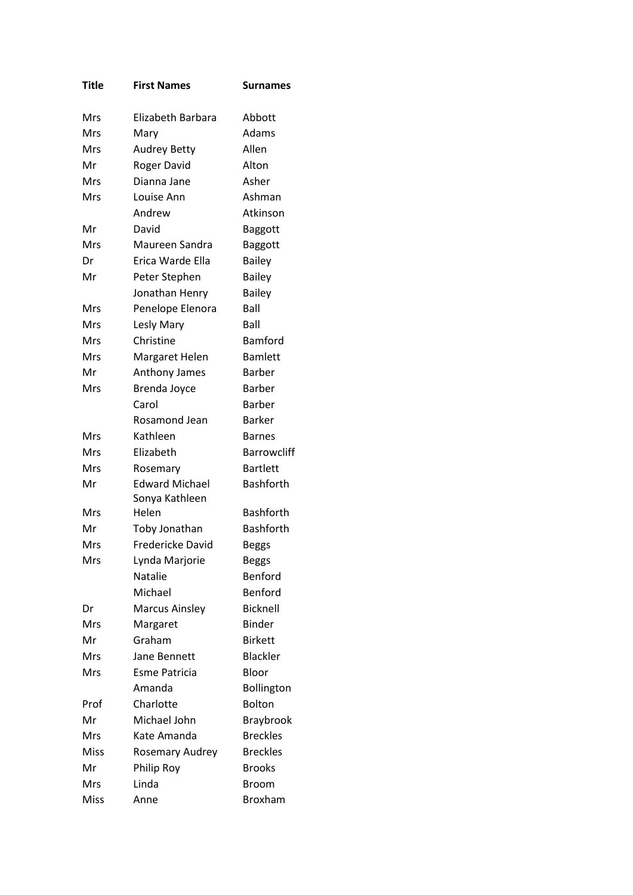| Title | First Names | Surnames |
|---|---|---|
| Mrs | Elizabeth Barbara | Abbott |
| Mrs | Mary | Adams |
| Mrs | Audrey Betty | Allen |
| Mr | Roger David | Alton |
| Mrs | Dianna Jane | Asher |
| Mrs | Louise Ann | Ashman |
| | Andrew | Atkinson |
| Mr | David | Baggott |
| Mrs | Maureen Sandra | Baggott |
| Dr | Erica Warde Ella | Bailey |
| Mr | Peter Stephen | Bailey |
| | Jonathan Henry | Bailey |
| Mrs | Penelope Elenora | Ball |
| Mrs | Lesly Mary | Ball |
| Mrs | Christine | Bamford |
| Mrs | Margaret Helen | Bamlett |
| Mr | Anthony James | Barber |
| Mrs | Brenda Joyce | Barber |
| | Carol | Barber |
| | Rosamond Jean | Barker |
| Mrs | Kathleen | Barnes |
| Mrs | Elizabeth | Barrowcliff |
| Mrs | Rosemary | Bartlett |
| Mr | Edward Michael | Bashforth |
| Mrs | Sonya Kathleen Helen | Bashforth |
| Mr | Toby Jonathan | Bashforth |
| Mrs | Fredericke David | Beggs |
| Mrs | Lynda Marjorie | Beggs |
| | Natalie | Benford |
| | Michael | Benford |
| Dr | Marcus Ainsley | Bicknell |
| Mrs | Margaret | Binder |
| Mr | Graham | Birkett |
| Mrs | Jane Bennett | Blackler |
| Mrs | Esme Patricia | Bloor |
| | Amanda | Bollington |
| Prof | Charlotte | Bolton |
| Mr | Michael John | Braybrook |
| Mrs | Kate Amanda | Breckles |
| Miss | Rosemary Audrey | Breckles |
| Mr | Philip Roy | Brooks |
| Mrs | Linda | Broom |
| Miss | Anne | Broxham |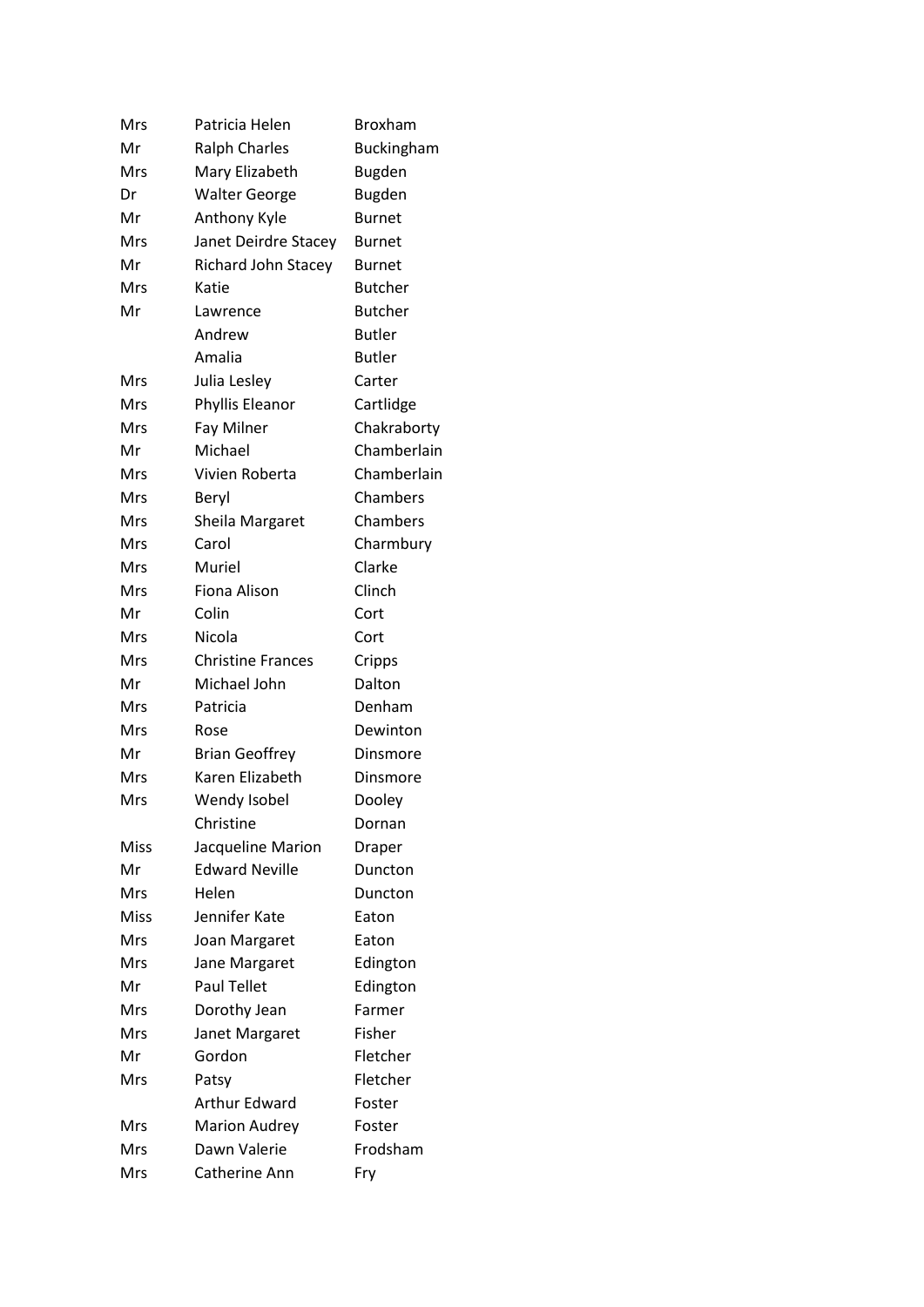| | | |
|---|---|---|
| Mrs | Patricia Helen | Broxham |
| Mr | Ralph Charles | Buckingham |
| Mrs | Mary Elizabeth | Bugden |
| Dr | Walter George | Bugden |
| Mr | Anthony Kyle | Burnet |
| Mrs | Janet Deirdre Stacey | Burnet |
| Mr | Richard John Stacey | Burnet |
| Mrs | Katie | Butcher |
| Mr | Lawrence | Butcher |
| | Andrew | Butler |
| | Amalia | Butler |
| Mrs | Julia Lesley | Carter |
| Mrs | Phyllis Eleanor | Cartlidge |
| Mrs | Fay Milner | Chakraborty |
| Mr | Michael | Chamberlain |
| Mrs | Vivien Roberta | Chamberlain |
| Mrs | Beryl | Chambers |
| Mrs | Sheila Margaret | Chambers |
| Mrs | Carol | Charmbury |
| Mrs | Muriel | Clarke |
| Mrs | Fiona Alison | Clinch |
| Mr | Colin | Cort |
| Mrs | Nicola | Cort |
| Mrs | Christine Frances | Cripps |
| Mr | Michael John | Dalton |
| Mrs | Patricia | Denham |
| Mrs | Rose | Dewinton |
| Mr | Brian Geoffrey | Dinsmore |
| Mrs | Karen Elizabeth | Dinsmore |
| Mrs | Wendy Isobel | Dooley |
| | Christine | Dornan |
| Miss | Jacqueline Marion | Draper |
| Mr | Edward Neville | Duncton |
| Mrs | Helen | Duncton |
| Miss | Jennifer Kate | Eaton |
| Mrs | Joan Margaret | Eaton |
| Mrs | Jane Margaret | Edington |
| Mr | Paul Tellet | Edington |
| Mrs | Dorothy Jean | Farmer |
| Mrs | Janet Margaret | Fisher |
| Mr | Gordon | Fletcher |
| Mrs | Patsy | Fletcher |
| | Arthur Edward | Foster |
| Mrs | Marion Audrey | Foster |
| Mrs | Dawn Valerie | Frodsham |
| Mrs | Catherine Ann | Fry |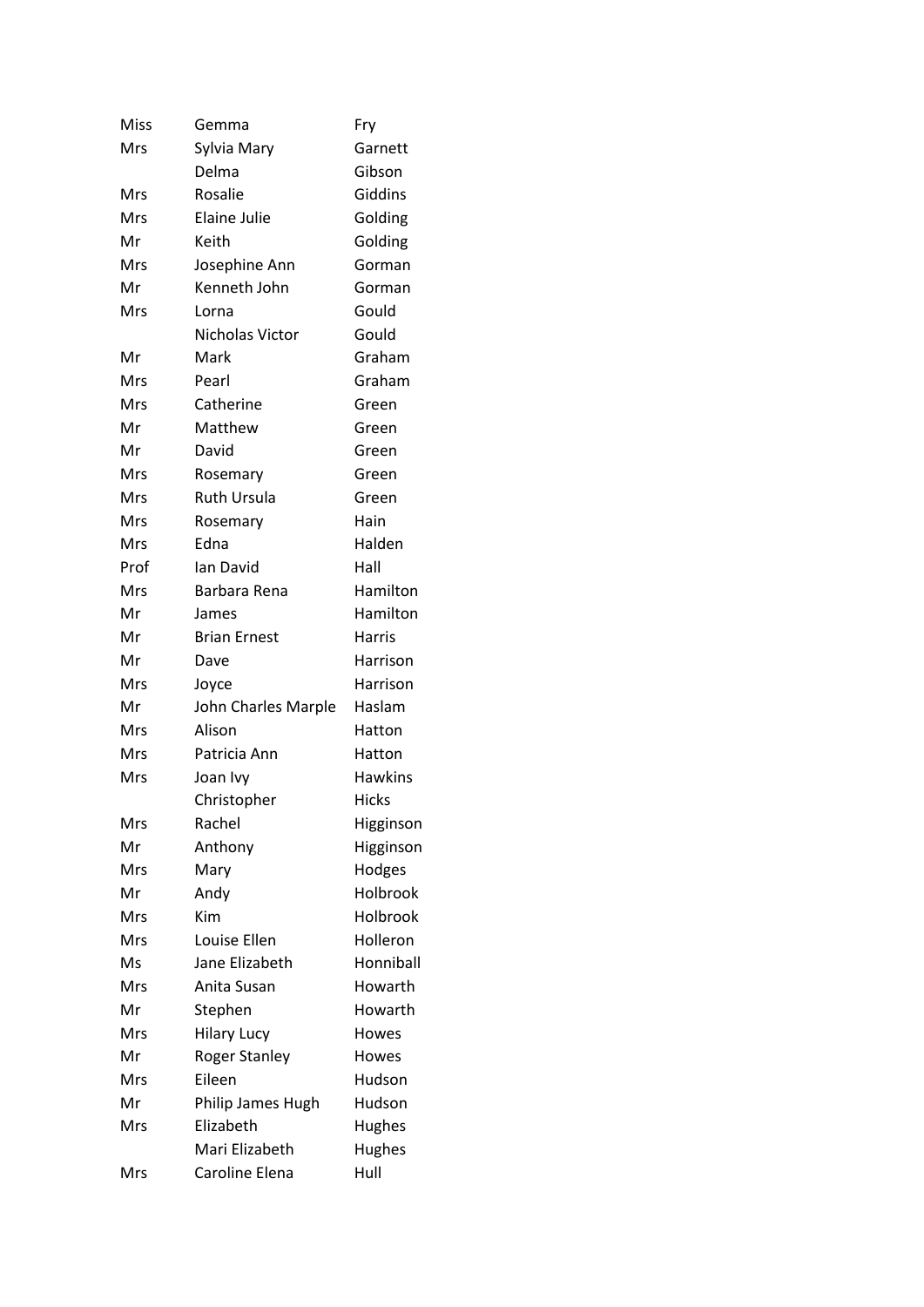| | | |
|---|---|---|
| Miss | Gemma | Fry |
| Mrs | Sylvia Mary | Garnett |
| | Delma | Gibson |
| Mrs | Rosalie | Giddins |
| Mrs | Elaine Julie | Golding |
| Mr | Keith | Golding |
| Mrs | Josephine Ann | Gorman |
| Mr | Kenneth John | Gorman |
| Mrs | Lorna | Gould |
| | Nicholas Victor | Gould |
| Mr | Mark | Graham |
| Mrs | Pearl | Graham |
| Mrs | Catherine | Green |
| Mr | Matthew | Green |
| Mr | David | Green |
| Mrs | Rosemary | Green |
| Mrs | Ruth Ursula | Green |
| Mrs | Rosemary | Hain |
| Mrs | Edna | Halden |
| Prof | Ian David | Hall |
| Mrs | Barbara Rena | Hamilton |
| Mr | James | Hamilton |
| Mr | Brian Ernest | Harris |
| Mr | Dave | Harrison |
| Mrs | Joyce | Harrison |
| Mr | John Charles Marple | Haslam |
| Mrs | Alison | Hatton |
| Mrs | Patricia Ann | Hatton |
| Mrs | Joan Ivy | Hawkins |
| | Christopher | Hicks |
| Mrs | Rachel | Higginson |
| Mr | Anthony | Higginson |
| Mrs | Mary | Hodges |
| Mr | Andy | Holbrook |
| Mrs | Kim | Holbrook |
| Mrs | Louise Ellen | Holleron |
| Ms | Jane Elizabeth | Honniball |
| Mrs | Anita Susan | Howarth |
| Mr | Stephen | Howarth |
| Mrs | Hilary Lucy | Howes |
| Mr | Roger Stanley | Howes |
| Mrs | Eileen | Hudson |
| Mr | Philip James Hugh | Hudson |
| Mrs | Elizabeth | Hughes |
| | Mari Elizabeth | Hughes |
| Mrs | Caroline Elena | Hull |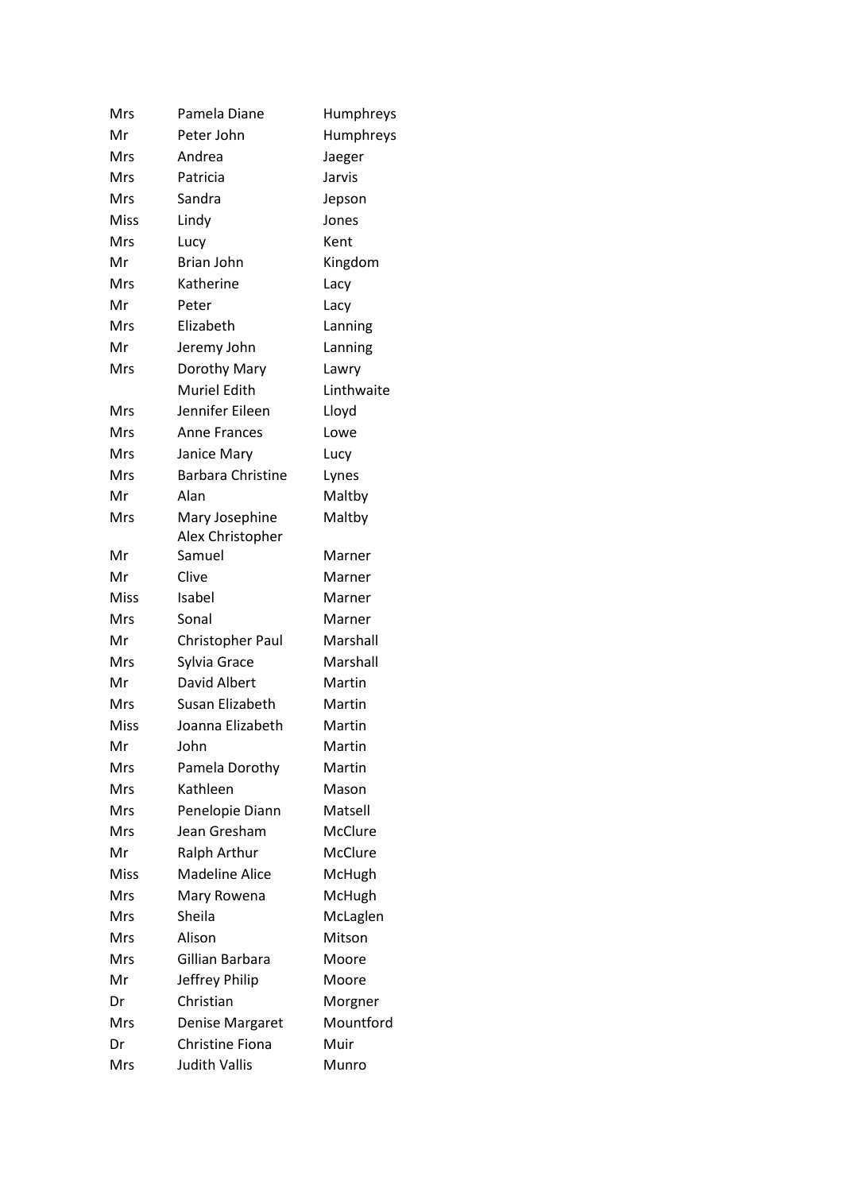| | | |
|---|---|---|
| Mrs | Pamela Diane | Humphreys |
| Mr | Peter John | Humphreys |
| Mrs | Andrea | Jaeger |
| Mrs | Patricia | Jarvis |
| Mrs | Sandra | Jepson |
| Miss | Lindy | Jones |
| Mrs | Lucy | Kent |
| Mr | Brian John | Kingdom |
| Mrs | Katherine | Lacy |
| Mr | Peter | Lacy |
| Mrs | Elizabeth | Lanning |
| Mr | Jeremy John | Lanning |
| Mrs | Dorothy Mary | Lawry |
| | Muriel Edith | Linthwaite |
| Mrs | Jennifer Eileen | Lloyd |
| Mrs | Anne Frances | Lowe |
| Mrs | Janice Mary | Lucy |
| Mrs | Barbara Christine | Lynes |
| Mr | Alan | Maltby |
| Mrs | Mary Josephine | Maltby |
| | Alex Christopher | |
| Mr | Samuel | Marner |
| Mr | Clive | Marner |
| Miss | Isabel | Marner |
| Mrs | Sonal | Marner |
| Mr | Christopher Paul | Marshall |
| Mrs | Sylvia Grace | Marshall |
| Mr | David Albert | Martin |
| Mrs | Susan Elizabeth | Martin |
| Miss | Joanna Elizabeth | Martin |
| Mr | John | Martin |
| Mrs | Pamela Dorothy | Martin |
| Mrs | Kathleen | Mason |
| Mrs | Penelopie Diann | Matsell |
| Mrs | Jean Gresham | McClure |
| Mr | Ralph Arthur | McClure |
| Miss | Madeline Alice | McHugh |
| Mrs | Mary Rowena | McHugh |
| Mrs | Sheila | McLaglen |
| Mrs | Alison | Mitson |
| Mrs | Gillian Barbara | Moore |
| Mr | Jeffrey Philip | Moore |
| Dr | Christian | Morgner |
| Mrs | Denise Margaret | Mountford |
| Dr | Christine Fiona | Muir |
| Mrs | Judith Vallis | Munro |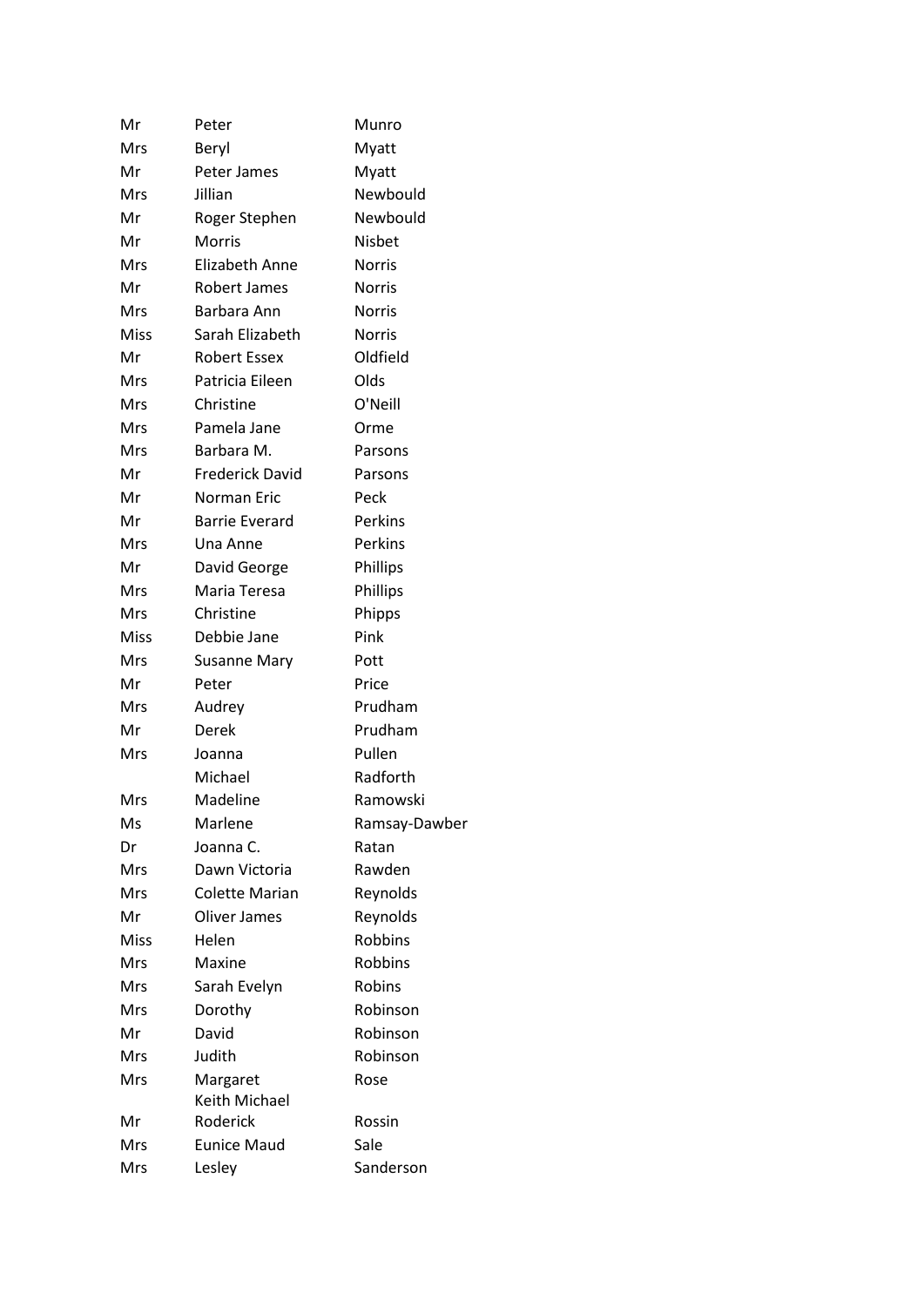| | | |
|---|---|---|
| Mr | Peter | Munro |
| Mrs | Beryl | Myatt |
| Mr | Peter James | Myatt |
| Mrs | Jillian | Newbould |
| Mr | Roger Stephen | Newbould |
| Mr | Morris | Nisbet |
| Mrs | Elizabeth Anne | Norris |
| Mr | Robert James | Norris |
| Mrs | Barbara Ann | Norris |
| Miss | Sarah Elizabeth | Norris |
| Mr | Robert Essex | Oldfield |
| Mrs | Patricia Eileen | Olds |
| Mrs | Christine | O'Neill |
| Mrs | Pamela Jane | Orme |
| Mrs | Barbara M. | Parsons |
| Mr | Frederick David | Parsons |
| Mr | Norman Eric | Peck |
| Mr | Barrie Everard | Perkins |
| Mrs | Una Anne | Perkins |
| Mr | David George | Phillips |
| Mrs | Maria Teresa | Phillips |
| Mrs | Christine | Phipps |
| Miss | Debbie Jane | Pink |
| Mrs | Susanne Mary | Pott |
| Mr | Peter | Price |
| Mrs | Audrey | Prudham |
| Mr | Derek | Prudham |
| Mrs | Joanna | Pullen |
| | Michael | Radforth |
| Mrs | Madeline | Ramowski |
| Ms | Marlene | Ramsay-Dawber |
| Dr | Joanna C. | Ratan |
| Mrs | Dawn Victoria | Rawden |
| Mrs | Colette Marian | Reynolds |
| Mr | Oliver James | Reynolds |
| Miss | Helen | Robbins |
| Mrs | Maxine | Robbins |
| Mrs | Sarah Evelyn | Robins |
| Mrs | Dorothy | Robinson |
| Mr | David | Robinson |
| Mrs | Judith | Robinson |
| Mrs | Margaret | Rose |
| Mr | Keith Michael Roderick | Rossin |
| Mrs | Eunice Maud | Sale |
| Mrs | Lesley | Sanderson |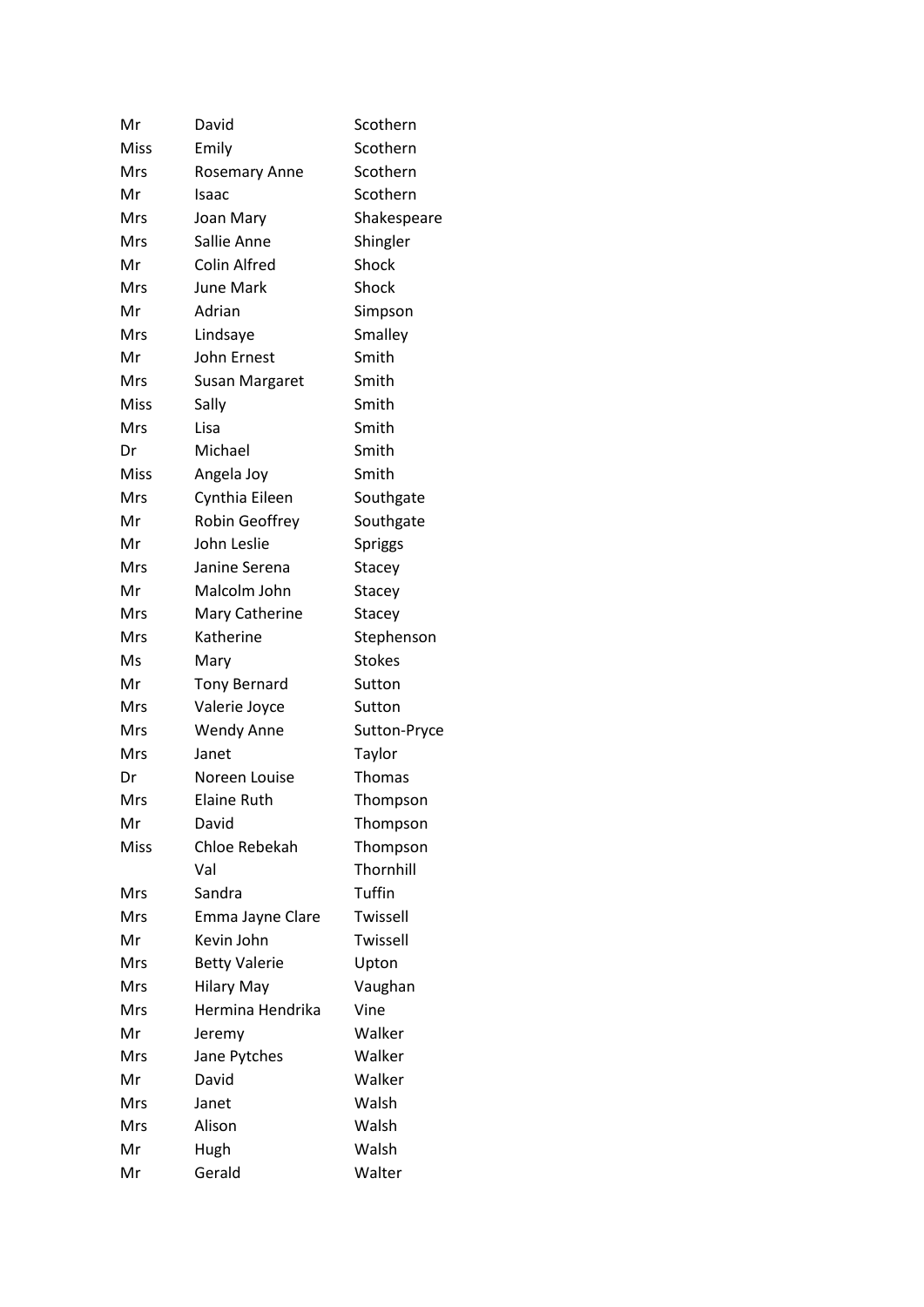| | | |
|---|---|---|
| Mr | David | Scothern |
| Miss | Emily | Scothern |
| Mrs | Rosemary Anne | Scothern |
| Mr | Isaac | Scothern |
| Mrs | Joan Mary | Shakespeare |
| Mrs | Sallie Anne | Shingler |
| Mr | Colin Alfred | Shock |
| Mrs | June Mark | Shock |
| Mr | Adrian | Simpson |
| Mrs | Lindsaye | Smalley |
| Mr | John Ernest | Smith |
| Mrs | Susan Margaret | Smith |
| Miss | Sally | Smith |
| Mrs | Lisa | Smith |
| Dr | Michael | Smith |
| Miss | Angela Joy | Smith |
| Mrs | Cynthia Eileen | Southgate |
| Mr | Robin Geoffrey | Southgate |
| Mr | John Leslie | Spriggs |
| Mrs | Janine Serena | Stacey |
| Mr | Malcolm John | Stacey |
| Mrs | Mary Catherine | Stacey |
| Mrs | Katherine | Stephenson |
| Ms | Mary | Stokes |
| Mr | Tony Bernard | Sutton |
| Mrs | Valerie Joyce | Sutton |
| Mrs | Wendy Anne | Sutton-Pryce |
| Mrs | Janet | Taylor |
| Dr | Noreen Louise | Thomas |
| Mrs | Elaine Ruth | Thompson |
| Mr | David | Thompson |
| Miss | Chloe Rebekah | Thompson |
| | Val | Thornhill |
| Mrs | Sandra | Tuffin |
| Mrs | Emma Jayne Clare | Twissell |
| Mr | Kevin John | Twissell |
| Mrs | Betty Valerie | Upton |
| Mrs | Hilary May | Vaughan |
| Mrs | Hermina Hendrika | Vine |
| Mr | Jeremy | Walker |
| Mrs | Jane Pytches | Walker |
| Mr | David | Walker |
| Mrs | Janet | Walsh |
| Mrs | Alison | Walsh |
| Mr | Hugh | Walsh |
| Mr | Gerald | Walter |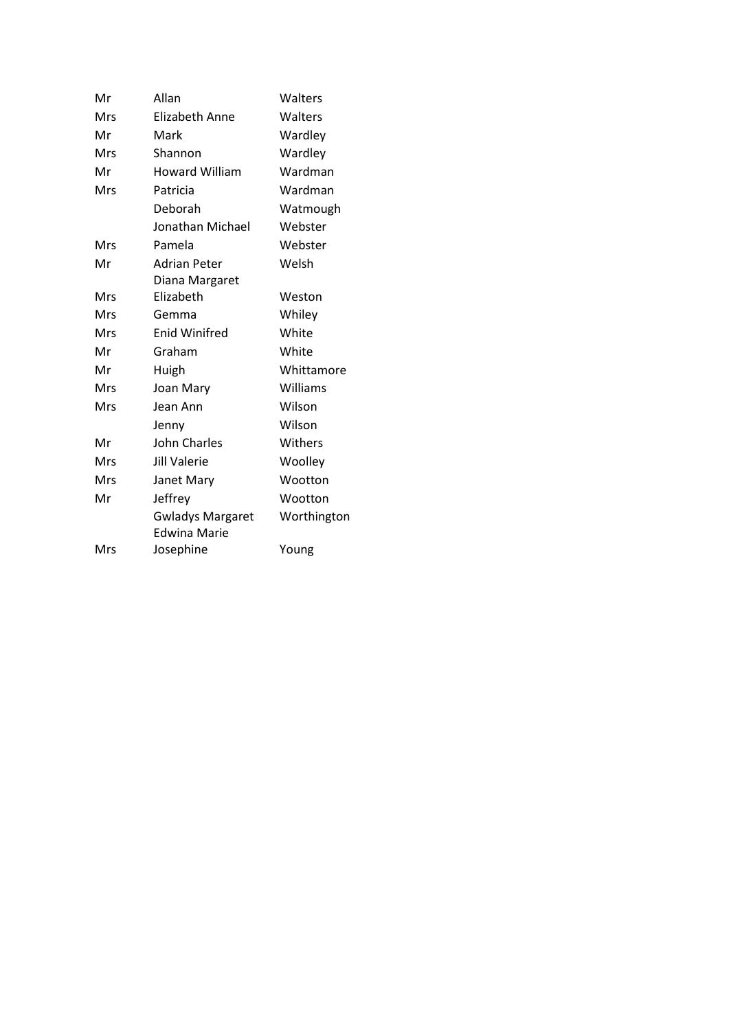| | | |
|---|---|---|
| Mr | Allan | Walters |
| Mrs | Elizabeth Anne | Walters |
| Mr | Mark | Wardley |
| Mrs | Shannon | Wardley |
| Mr | Howard William | Wardman |
| Mrs | Patricia | Wardman |
| | Deborah | Watmough |
| | Jonathan Michael | Webster |
| Mrs | Pamela | Webster |
| Mr | Adrian Peter | Welsh |
| Mrs | Diana Margaret Elizabeth | Weston |
| Mrs | Gemma | Whiley |
| Mrs | Enid Winifred | White |
| Mr | Graham | White |
| Mr | Huigh | Whittamore |
| Mrs | Joan Mary | Williams |
| Mrs | Jean Ann | Wilson |
| | Jenny | Wilson |
| Mr | John Charles | Withers |
| Mrs | Jill Valerie | Woolley |
| Mrs | Janet Mary | Wootton |
| Mr | Jeffrey | Wootton |
| | Gwladys Margaret | Worthington |
| Mrs | Edwina Marie Josephine | Young |